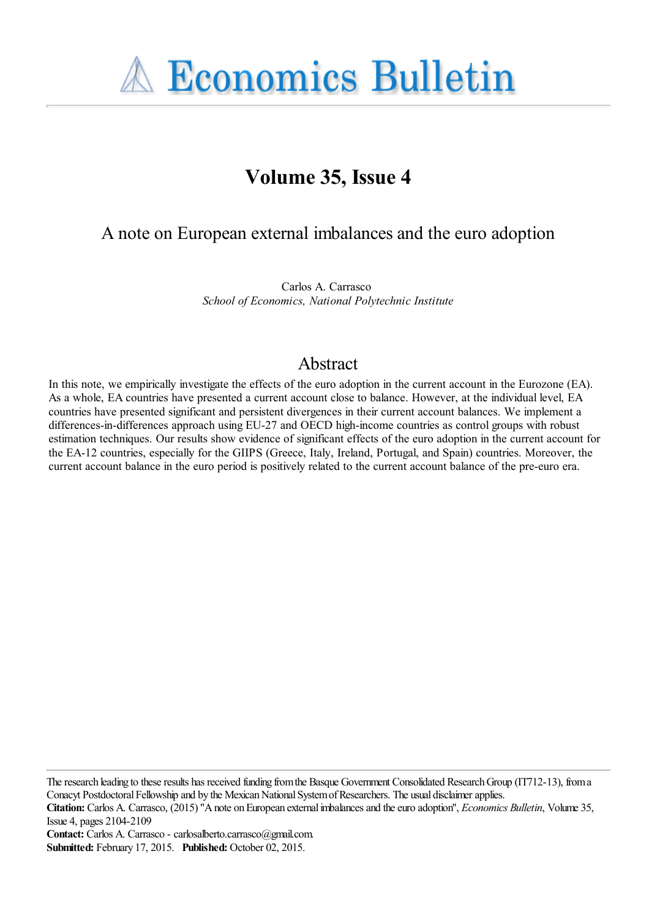# Economics Bulletin

## Volume 35, Issue 4

### A note on European external imbalances and the euro adoption

Carlos A. Carrasco
*School of Economics, National Polytechnic Institute*

## Abstract

In this note, we empirically investigate the effects of the euro adoption in the current account in the Eurozone (EA). As a whole, EA countries have presented a current account close to balance. However, at the individual level, EA countries have presented significant and persistent divergences in their current account balances. We implement a differences-in-differences approach using EU-27 and OECD high-income countries as control groups with robust estimation techniques. Our results show evidence of significant effects of the euro adoption in the current account for the EA-12 countries, especially for the GIIPS (Greece, Italy, Ireland, Portugal, and Spain) countries. Moreover, the current account balance in the euro period is positively related to the current account balance of the pre-euro era.

The research leading to these results has received funding from the Basque Government Consolidated Research Group (IT712-13), from a Conacyt Postdoctoral Fellowship and by the Mexican National System of Researchers. The usual disclaimer applies.

**Citation:** Carlos A. Carrasco, (2015) "A note on European external imbalances and the euro adoption", *Economics Bulletin*, Volume 35, Issue 4, pages 2104-2109

**Contact:** Carlos A. Carrasco - carlosalberto.carrasco@gmail.com.

**Submitted:** February 17, 2015. **Published:** October 02, 2015.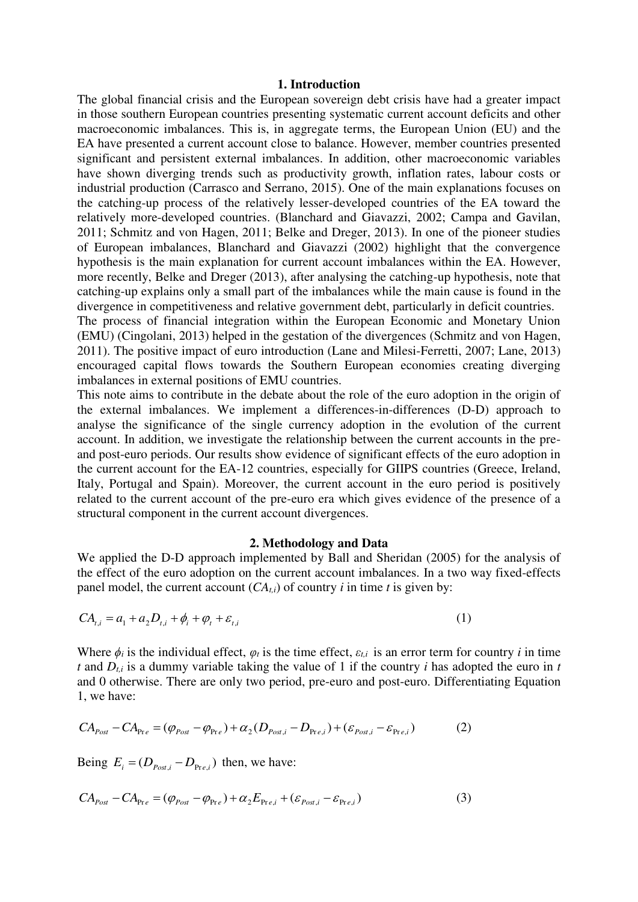## 1. Introduction

The global financial crisis and the European sovereign debt crisis have had a greater impact in those southern European countries presenting systematic current account deficits and other macroeconomic imbalances. This is, in aggregate terms, the European Union (EU) and the EA have presented a current account close to balance. However, member countries presented significant and persistent external imbalances. In addition, other macroeconomic variables have shown diverging trends such as productivity growth, inflation rates, labour costs or industrial production (Carrasco and Serrano, 2015). One of the main explanations focuses on the catching-up process of the relatively lesser-developed countries of the EA toward the relatively more-developed countries. (Blanchard and Giavazzi, 2002; Campa and Gavilan, 2011; Schmitz and von Hagen, 2011; Belke and Dreger, 2013). In one of the pioneer studies of European imbalances, Blanchard and Giavazzi (2002) highlight that the convergence hypothesis is the main explanation for current account imbalances within the EA. However, more recently, Belke and Dreger (2013), after analysing the catching-up hypothesis, note that catching-up explains only a small part of the imbalances while the main cause is found in the divergence in competitiveness and relative government debt, particularly in deficit countries.

The process of financial integration within the European Economic and Monetary Union (EMU) (Cingolani, 2013) helped in the gestation of the divergences (Schmitz and von Hagen, 2011). The positive impact of euro introduction (Lane and Milesi-Ferretti, 2007; Lane, 2013) encouraged capital flows towards the Southern European economies creating diverging imbalances in external positions of EMU countries.

This note aims to contribute in the debate about the role of the euro adoption in the origin of the external imbalances. We implement a differences-in-differences (D-D) approach to analyse the significance of the single currency adoption in the evolution of the current account. In addition, we investigate the relationship between the current accounts in the pre- and post-euro periods. Our results show evidence of significant effects of the euro adoption in the current account for the EA-12 countries, especially for GIIPS countries (Greece, Ireland, Italy, Portugal and Spain). Moreover, the current account in the euro period is positively related to the current account of the pre-euro era which gives evidence of the presence of a structural component in the current account divergences.

## 2. Methodology and Data

We applied the D-D approach implemented by Ball and Sheridan (2005) for the analysis of the effect of the euro adoption on the current account imbalances. In a two way fixed-effects panel model, the current account ($CA_{t,i}$) of country $i$ in time $t$ is given by:

$$CA_{t,i} = a_1 + a_2 D_{t,i} + \phi_i + \varphi_t + \varepsilon_{t,i} \quad (1)$$

Where $\phi_i$ is the individual effect, $\varphi_t$ is the time effect, $\varepsilon_{t,i}$ is an error term for country $i$ in time $t$ and $D_{t,i}$ is a dummy variable taking the value of 1 if the country $i$ has adopted the euro in $t$ and 0 otherwise. There are only two period, pre-euro and post-euro. Differentiating Equation 1, we have:

$$CA_{Post} - CA_{Pre} = (\varphi_{Post} - \varphi_{Pre}) + \alpha_2 (D_{Post,i} - D_{Pre,i}) + (\varepsilon_{Post,i} - \varepsilon_{Pre,i}) \quad (2)$$

Being $E_i = (D_{Post,i} - D_{Pre,i})$ then, we have:

$$CA_{Post} - CA_{Pre} = (\varphi_{Post} - \varphi_{Pre}) + \alpha_2 E_{Pre,i} + (\varepsilon_{Post,i} - \varepsilon_{Pre,i}) \quad (3)$$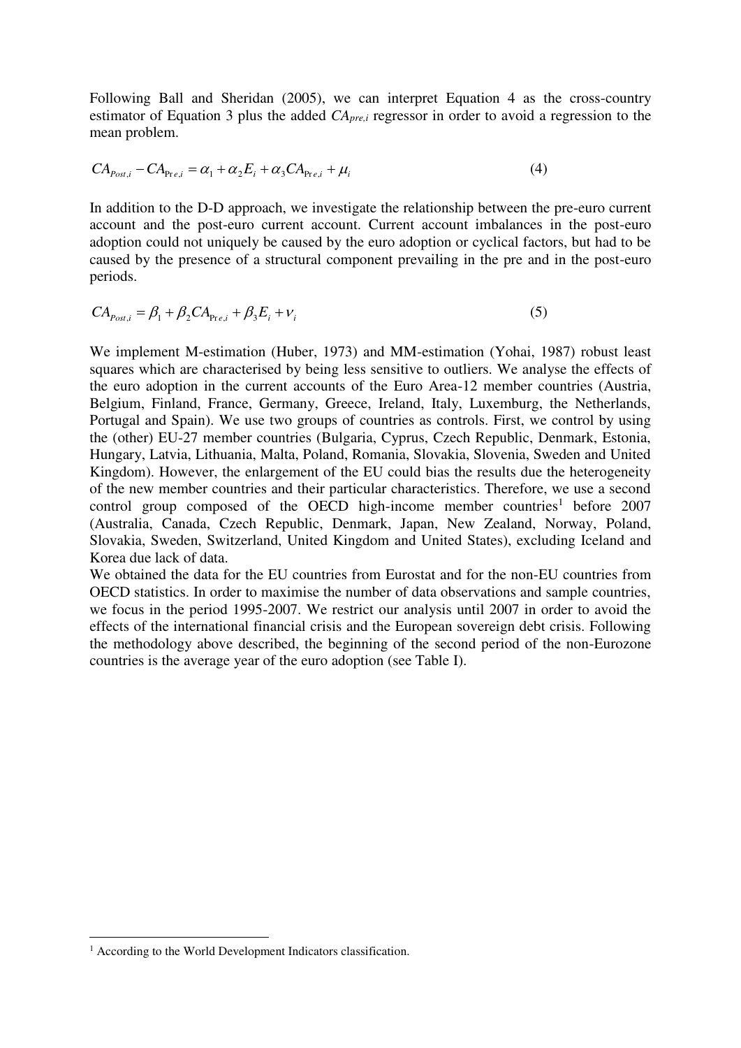Following Ball and Sheridan (2005), we can interpret Equation 4 as the cross-country estimator of Equation 3 plus the added $CA_{pre,i}$ regressor in order to avoid a regression to the mean problem.

$$CA_{Post,i} - CA_{Pre,i} = \alpha_1 + \alpha_2 E_i + \alpha_3 CA_{Pre,i} + \mu_i \tag{4}$$

In addition to the D-D approach, we investigate the relationship between the pre-euro current account and the post-euro current account. Current account imbalances in the post-euro adoption could not uniquely be caused by the euro adoption or cyclical factors, but had to be caused by the presence of a structural component prevailing in the pre and in the post-euro periods.

$$CA_{Post,i} = \beta_1 + \beta_2 CA_{Pre,i} + \beta_3 E_i + \nu_i \tag{5}$$

We implement M-estimation (Huber, 1973) and MM-estimation (Yohai, 1987) robust least squares which are characterised by being less sensitive to outliers. We analyse the effects of the euro adoption in the current accounts of the Euro Area-12 member countries (Austria, Belgium, Finland, France, Germany, Greece, Ireland, Italy, Luxemburg, the Netherlands, Portugal and Spain). We use two groups of countries as controls. First, we control by using the (other) EU-27 member countries (Bulgaria, Cyprus, Czech Republic, Denmark, Estonia, Hungary, Latvia, Lithuania, Malta, Poland, Romania, Slovakia, Slovenia, Sweden and United Kingdom). However, the enlargement of the EU could bias the results due the heterogeneity of the new member countries and their particular characteristics. Therefore, we use a second control group composed of the OECD high-income member countries[1] before 2007 (Australia, Canada, Czech Republic, Denmark, Japan, New Zealand, Norway, Poland, Slovakia, Sweden, Switzerland, United Kingdom and United States), excluding Iceland and Korea due lack of data.

We obtained the data for the EU countries from Eurostat and for the non-EU countries from OECD statistics. In order to maximise the number of data observations and sample countries, we focus in the period 1995-2007. We restrict our analysis until 2007 in order to avoid the effects of the international financial crisis and the European sovereign debt crisis. Following the methodology above described, the beginning of the second period of the non-Eurozone countries is the average year of the euro adoption (see Table I).

[1] According to the World Development Indicators classification.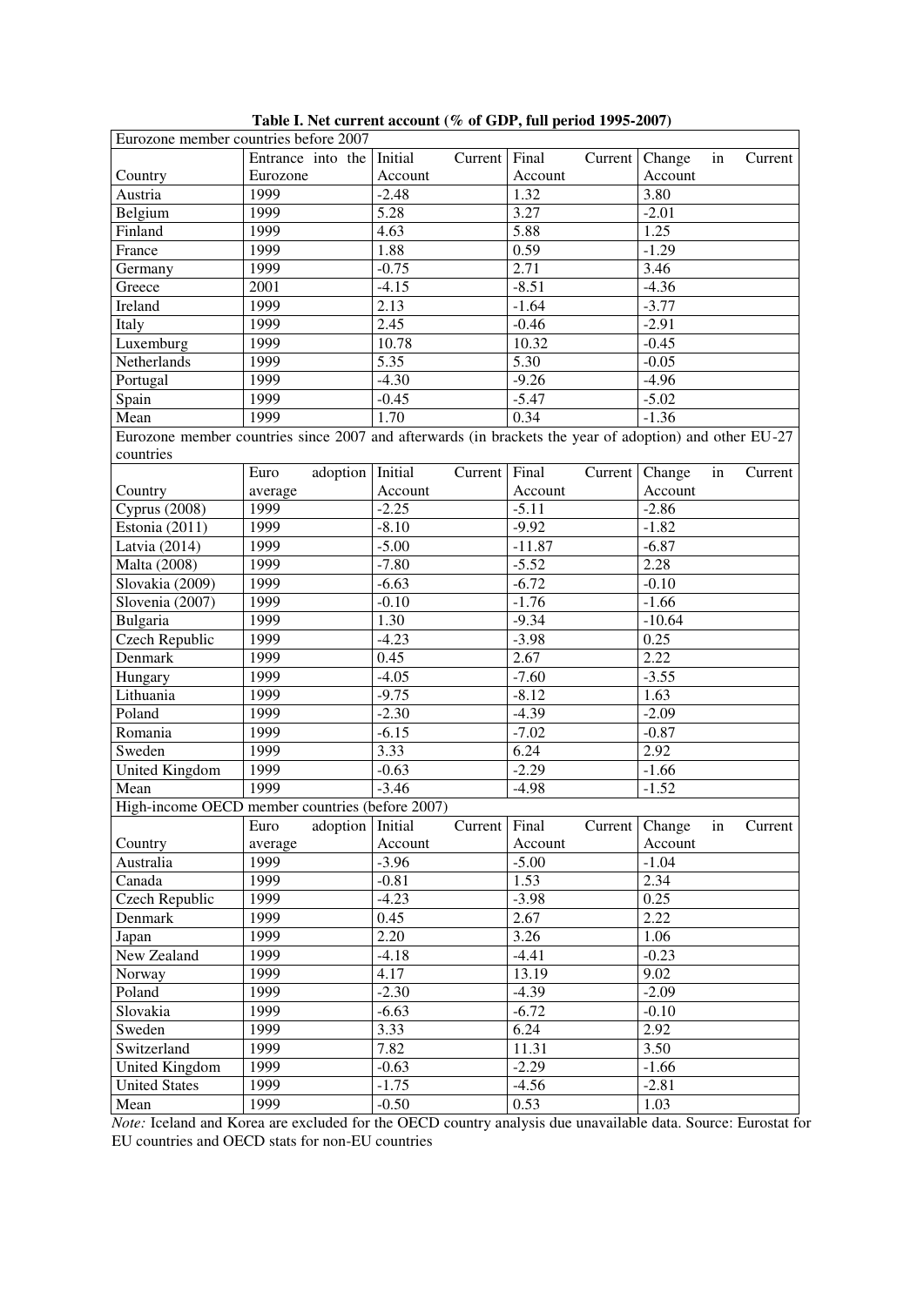**Table I. Net current account (% of GDP, full period 1995-2007)**

| Eurozone member countries before 2007 | | | | |
|---|---|---|---|---|
| Country | Entrance into the Eurozone | Initial Current Account | Final Current Account | Change in Current Account |
| Austria | 1999 | -2.48 | 1.32 | 3.80 |
| Belgium | 1999 | 5.28 | 3.27 | -2.01 |
| Finland | 1999 | 4.63 | 5.88 | 1.25 |
| France | 1999 | 1.88 | 0.59 | -1.29 |
| Germany | 1999 | -0.75 | 2.71 | 3.46 |
| Greece | 2001 | -4.15 | -8.51 | -4.36 |
| Ireland | 1999 | 2.13 | -1.64 | -3.77 |
| Italy | 1999 | 2.45 | -0.46 | -2.91 |
| Luxemburg | 1999 | 10.78 | 10.32 | -0.45 |
| Netherlands | 1999 | 5.35 | 5.30 | -0.05 |
| Portugal | 1999 | -4.30 | -9.26 | -4.96 |
| Spain | 1999 | -0.45 | -5.47 | -5.02 |
| Mean | 1999 | 1.70 | 0.34 | -1.36 |
| Eurozone member countries since 2007 and afterwards (in brackets the year of adoption) and other EU-27 countries | | | | |
| Country | Euro adoption average | Initial Current Account | Final Current Account | Change in Current Account |
| Cyprus (2008) | 1999 | -2.25 | -5.11 | -2.86 |
| Estonia (2011) | 1999 | -8.10 | -9.92 | -1.82 |
| Latvia (2014) | 1999 | -5.00 | -11.87 | -6.87 |
| Malta (2008) | 1999 | -7.80 | -5.52 | 2.28 |
| Slovakia (2009) | 1999 | -6.63 | -6.72 | -0.10 |
| Slovenia (2007) | 1999 | -0.10 | -1.76 | -1.66 |
| Bulgaria | 1999 | 1.30 | -9.34 | -10.64 |
| Czech Republic | 1999 | -4.23 | -3.98 | 0.25 |
| Denmark | 1999 | 0.45 | 2.67 | 2.22 |
| Hungary | 1999 | -4.05 | -7.60 | -3.55 |
| Lithuania | 1999 | -9.75 | -8.12 | 1.63 |
| Poland | 1999 | -2.30 | -4.39 | -2.09 |
| Romania | 1999 | -6.15 | -7.02 | -0.87 |
| Sweden | 1999 | 3.33 | 6.24 | 2.92 |
| United Kingdom | 1999 | -0.63 | -2.29 | -1.66 |
| Mean | 1999 | -3.46 | -4.98 | -1.52 |
| High-income OECD member countries (before 2007) | | | | |
| Country | Euro adoption average | Initial Current Account | Final Current Account | Change in Current Account |
| Australia | 1999 | -3.96 | -5.00 | -1.04 |
| Canada | 1999 | -0.81 | 1.53 | 2.34 |
| Czech Republic | 1999 | -4.23 | -3.98 | 0.25 |
| Denmark | 1999 | 0.45 | 2.67 | 2.22 |
| Japan | 1999 | 2.20 | 3.26 | 1.06 |
| New Zealand | 1999 | -4.18 | -4.41 | -0.23 |
| Norway | 1999 | 4.17 | 13.19 | 9.02 |
| Poland | 1999 | -2.30 | -4.39 | -2.09 |
| Slovakia | 1999 | -6.63 | -6.72 | -0.10 |
| Sweden | 1999 | 3.33 | 6.24 | 2.92 |
| Switzerland | 1999 | 7.82 | 11.31 | 3.50 |
| United Kingdom | 1999 | -0.63 | -2.29 | -1.66 |
| United States | 1999 | -1.75 | -4.56 | -2.81 |
| Mean | 1999 | -0.50 | 0.53 | 1.03 |

*Note:* Iceland and Korea are excluded for the OECD country analysis due unavailable data. Source: Eurostat for EU countries and OECD stats for non-EU countries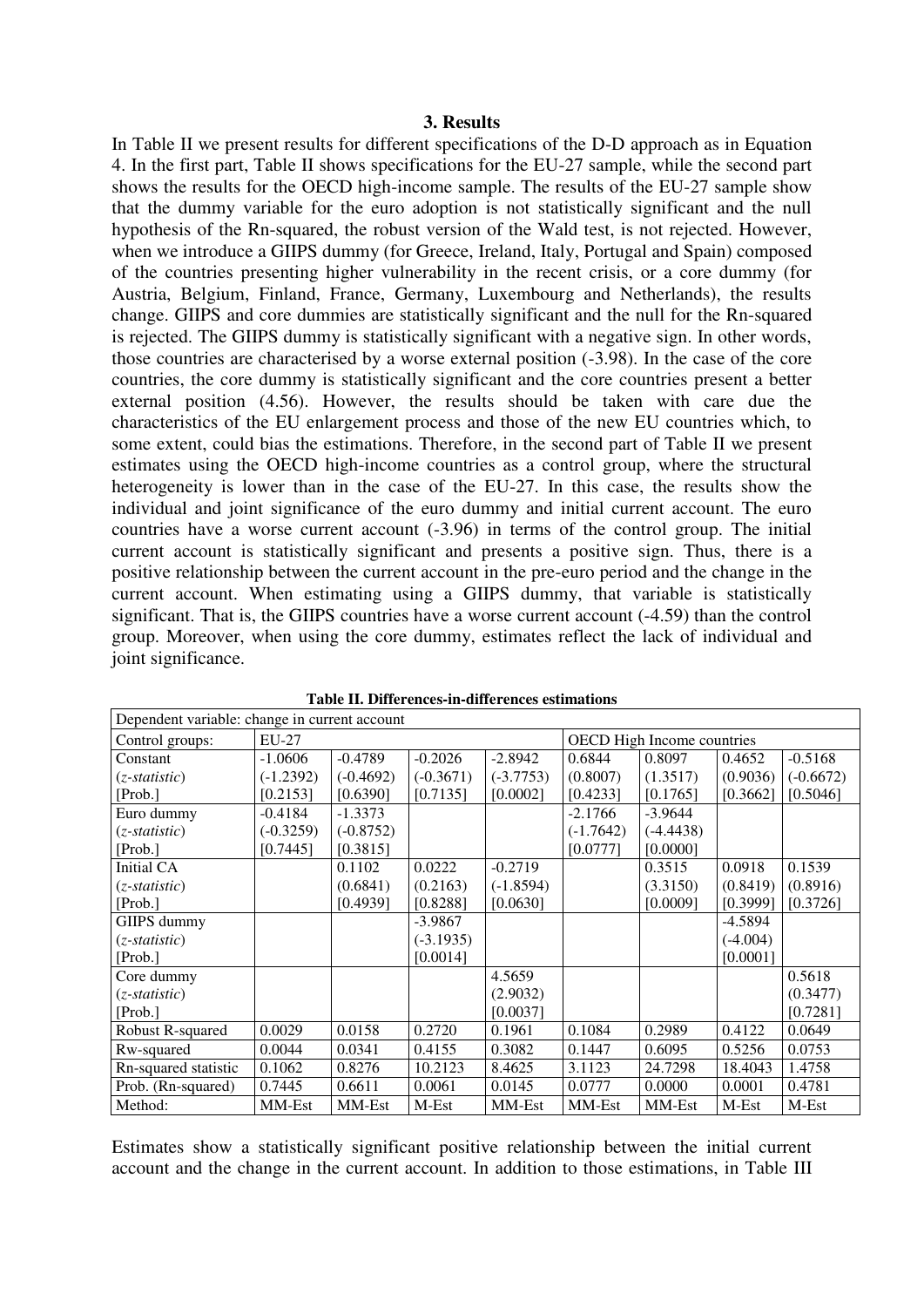### 3. Results

In Table II we present results for different specifications of the D-D approach as in Equation 4. In the first part, Table II shows specifications for the EU-27 sample, while the second part shows the results for the OECD high-income sample. The results of the EU-27 sample show that the dummy variable for the euro adoption is not statistically significant and the null hypothesis of the Rn-squared, the robust version of the Wald test, is not rejected. However, when we introduce a GIIPS dummy (for Greece, Ireland, Italy, Portugal and Spain) composed of the countries presenting higher vulnerability in the recent crisis, or a core dummy (for Austria, Belgium, Finland, France, Germany, Luxembourg and Netherlands), the results change. GIIPS and core dummies are statistically significant and the null for the Rn-squared is rejected. The GIIPS dummy is statistically significant with a negative sign. In other words, those countries are characterised by a worse external position (-3.98). In the case of the core countries, the core dummy is statistically significant and the core countries present a better external position (4.56). However, the results should be taken with care due the characteristics of the EU enlargement process and those of the new EU countries which, to some extent, could bias the estimations. Therefore, in the second part of Table II we present estimates using the OECD high-income countries as a control group, where the structural heterogeneity is lower than in the case of the EU-27. In this case, the results show the individual and joint significance of the euro dummy and initial current account. The euro countries have a worse current account (-3.96) in terms of the control group. The initial current account is statistically significant and presents a positive sign. Thus, there is a positive relationship between the current account in the pre-euro period and the change in the current account. When estimating using a GIIPS dummy, that variable is statistically significant. That is, the GIIPS countries have a worse current account (-4.59) than the control group. Moreover, when using the core dummy, estimates reflect the lack of individual and joint significance.

**Table II. Differences-in-differences estimations**

| Dependent variable: change in current account | | | | | | | | |
|---|---|---|---|---|---|---|---|---|
| Control groups: | EU-27 | | | | OECD High Income countries | | | |
| Constant | -1.0606 | -0.4789 | -0.2026 | -2.8942 | 0.6844 | 0.8097 | 0.4652 | -0.5168 |
| (*z-statistic*) | (-1.2392) | (-0.4692) | (-0.3671) | (-3.7753) | (0.8007) | (1.3517) | (0.9036) | (-0.6672) |
| [Prob.] | [0.2153] | [0.6390] | [0.7135] | [0.0002] | [0.4233] | [0.1765] | [0.3662] | [0.5046] |
| Euro dummy | -0.4184 | -1.3373 | | | -2.1766 | -3.9644 | | |
| (*z-statistic*) | (-0.3259) | (-0.8752) | | | (-1.7642) | (-4.4438) | | |
| [Prob.] | [0.7445] | [0.3815] | | | [0.0777] | [0.0000] | | |
| Initial CA | | 0.1102 | 0.0222 | -0.2719 | | 0.3515 | 0.0918 | 0.1539 |
| (*z-statistic*) | | (0.6841) | (0.2163) | (-1.8594) | | (3.3150) | (0.8419) | (0.8916) |
| [Prob.] | | [0.4939] | [0.8288] | [0.0630] | | [0.0009] | [0.3999] | [0.3726] |
| GIIPS dummy | | | -3.9867 | | | | -4.5894 | |
| (*z-statistic*) | | | (-3.1935) | | | | (-4.004) | |
| [Prob.] | | | [0.0014] | | | | [0.0001] | |
| Core dummy | | | | 4.5659 | | | | 0.5618 |
| (*z-statistic*) | | | | (2.9032) | | | | (0.3477) |
| [Prob.] | | | | [0.0037] | | | | [0.7281] |
| Robust R-squared | 0.0029 | 0.0158 | 0.2720 | 0.1961 | 0.1084 | 0.2989 | 0.4122 | 0.0649 |
| Rw-squared | 0.0044 | 0.0341 | 0.4155 | 0.3082 | 0.1447 | 0.6095 | 0.5256 | 0.0753 |
| Rn-squared statistic | 0.1062 | 0.8276 | 10.2123 | 8.4625 | 3.1123 | 24.7298 | 18.4043 | 1.4758 |
| Prob. (Rn-squared) | 0.7445 | 0.6611 | 0.0061 | 0.0145 | 0.0777 | 0.0000 | 0.0001 | 0.4781 |
| Method: | MM-Est | MM-Est | M-Est | MM-Est | MM-Est | MM-Est | M-Est | M-Est |

Estimates show a statistically significant positive relationship between the initial current account and the change in the current account. In addition to those estimations, in Table III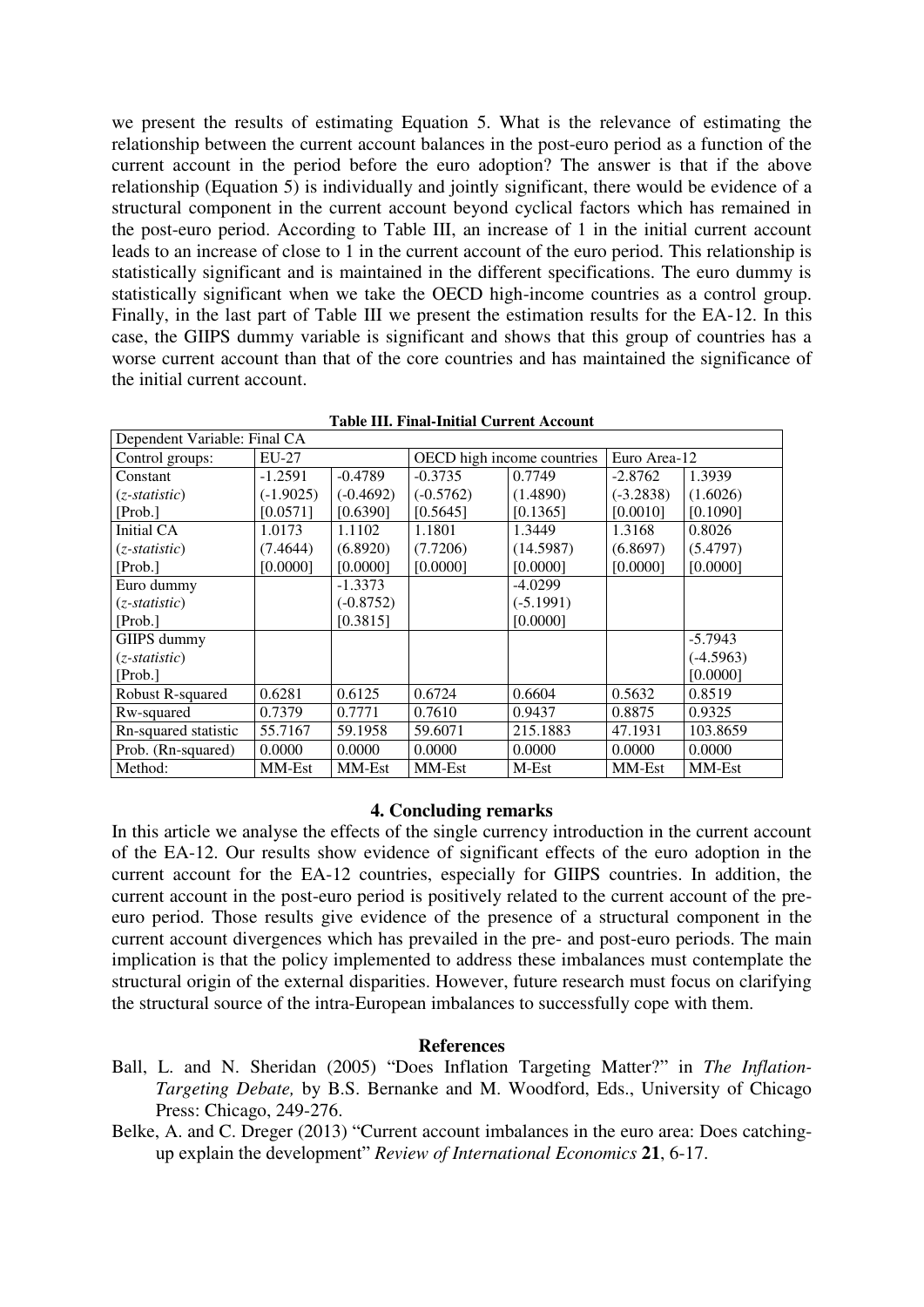we present the results of estimating Equation 5. What is the relevance of estimating the relationship between the current account balances in the post-euro period as a function of the current account in the period before the euro adoption? The answer is that if the above relationship (Equation 5) is individually and jointly significant, there would be evidence of a structural component in the current account beyond cyclical factors which has remained in the post-euro period. According to Table III, an increase of 1 in the initial current account leads to an increase of close to 1 in the current account of the euro period. This relationship is statistically significant and is maintained in the different specifications. The euro dummy is statistically significant when we take the OECD high-income countries as a control group. Finally, in the last part of Table III we present the estimation results for the EA-12. In this case, the GIIPS dummy variable is significant and shows that this group of countries has a worse current account than that of the core countries and has maintained the significance of the initial current account.

**Table III. Final-Initial Current Account**

| Dependent Variable: Final CA | | | | | | |
|---|---|---|---|---|---|---|
| Control groups: | EU-27 | | OECD high income countries | | Euro Area-12 | |
| Constant | -1.2591 | -0.4789 | -0.3735 | 0.7749 | -2.8762 | 1.3939 |
| (*z-statistic*) | (-1.9025) | (-0.4692) | (-0.5762) | (1.4890) | (-3.2838) | (1.6026) |
| [Prob.] | [0.0571] | [0.6390] | [0.5645] | [0.1365] | [0.0010] | [0.1090] |
| Initial CA | 1.0173 | 1.1102 | 1.1801 | 1.3449 | 1.3168 | 0.8026 |
| (*z-statistic*) | (7.4644) | (6.8920) | (7.7206) | (14.5987) | (6.8697) | (5.4797) |
| [Prob.] | [0.0000] | [0.0000] | [0.0000] | [0.0000] | [0.0000] | [0.0000] |
| Euro dummy | | -1.3373 | | -4.0299 | | |
| (*z-statistic*) | | (-0.8752) | | (-5.1991) | | |
| [Prob.] | | [0.3815] | | [0.0000] | | |
| GIIPS dummy | | | | | | -5.7943 |
| (*z-statistic*) | | | | | | (-4.5963) |
| [Prob.] | | | | | | [0.0000] |
| Robust R-squared | 0.6281 | 0.6125 | 0.6724 | 0.6604 | 0.5632 | 0.8519 |
| Rw-squared | 0.7379 | 0.7771 | 0.7610 | 0.9437 | 0.8875 | 0.9325 |
| Rn-squared statistic | 55.7167 | 59.1958 | 59.6071 | 215.1883 | 47.1931 | 103.8659 |
| Prob. (Rn-squared) | 0.0000 | 0.0000 | 0.0000 | 0.0000 | 0.0000 | 0.0000 |
| Method: | MM-Est | MM-Est | MM-Est | M-Est | MM-Est | MM-Est |

## 4. Concluding remarks

In this article we analyse the effects of the single currency introduction in the current account of the EA-12. Our results show evidence of significant effects of the euro adoption in the current account for the EA-12 countries, especially for GIIPS countries. In addition, the current account in the post-euro period is positively related to the current account of the pre-euro period. Those results give evidence of the presence of a structural component in the current account divergences which has prevailed in the pre- and post-euro periods. The main implication is that the policy implemented to address these imbalances must contemplate the structural origin of the external disparities. However, future research must focus on clarifying the structural source of the intra-European imbalances to successfully cope with them.

## References

Ball, L. and N. Sheridan (2005) "Does Inflation Targeting Matter?" in *The Inflation-Targeting Debate,* by B.S. Bernanke and M. Woodford, Eds., University of Chicago Press: Chicago, 249-276.

Belke, A. and C. Dreger (2013) "Current account imbalances in the euro area: Does catching-up explain the development" *Review of International Economics* **21**, 6-17.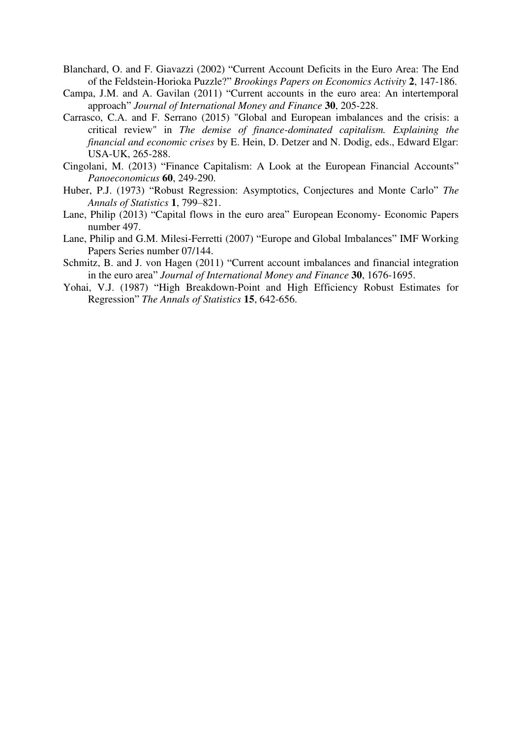Blanchard, O. and F. Giavazzi (2002) "Current Account Deficits in the Euro Area: The End of the Feldstein-Horioka Puzzle?" *Brookings Papers on Economics Activity* **2**, 147-186.

Campa, J.M. and A. Gavilan (2011) "Current accounts in the euro area: An intertemporal approach" *Journal of International Money and Finance* **30**, 205-228.

Carrasco, C.A. and F. Serrano (2015) "Global and European imbalances and the crisis: a critical review" in *The demise of finance-dominated capitalism. Explaining the financial and economic crises* by E. Hein, D. Detzer and N. Dodig, eds., Edward Elgar: USA-UK, 265-288.

Cingolani, M. (2013) "Finance Capitalism: A Look at the European Financial Accounts" *Panoeconomicus* **60**, 249-290.

Huber, P.J. (1973) "Robust Regression: Asymptotics, Conjectures and Monte Carlo" *The Annals of Statistics* **1**, 799–821.

Lane, Philip (2013) "Capital flows in the euro area" European Economy- Economic Papers number 497.

Lane, Philip and G.M. Milesi-Ferretti (2007) "Europe and Global Imbalances" IMF Working Papers Series number 07/144.

Schmitz, B. and J. von Hagen (2011) "Current account imbalances and financial integration in the euro area" *Journal of International Money and Finance* **30**, 1676-1695.

Yohai, V.J. (1987) "High Breakdown-Point and High Efficiency Robust Estimates for Regression" *The Annals of Statistics* **15**, 642-656.